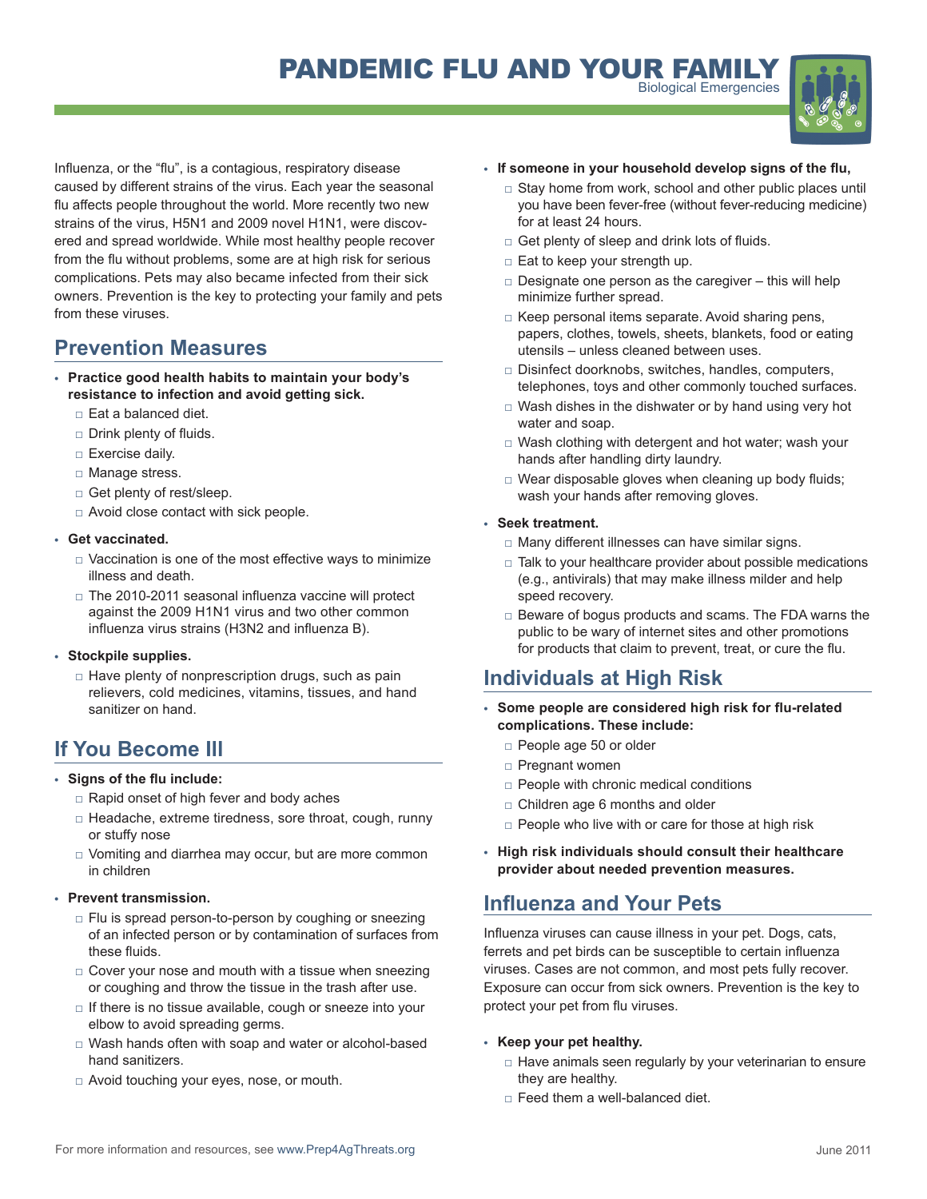# PANDEMIC FLU AND YOUR FAMILY

Biological Emergencies

Influenza, or the "flu", is a contagious, respiratory disease caused by different strains of the virus. Each year the seasonal flu affects people throughout the world. More recently two new strains of the virus, H5N1 and 2009 novel H1N1, were discovered and spread worldwide. While most healthy people recover from the flu without problems, some are at high risk for serious complications. Pets may also became infected from their sick owners. Prevention is the key to protecting your family and pets from these viruses.

## Prevention Measures

- **Practice good health habits to maintain your body's resistance to infection and avoid getting sick.**
  - Eat a balanced diet.
  - Drink plenty of fluids.
  - Exercise daily.
  - Manage stress.
  - Get plenty of rest/sleep.
  - Avoid close contact with sick people.
- **Get vaccinated.**
  - Vaccination is one of the most effective ways to minimize illness and death.
  - The 2010-2011 seasonal influenza vaccine will protect against the 2009 H1N1 virus and two other common influenza virus strains (H3N2 and influenza B).
- **Stockpile supplies.**
  - Have plenty of nonprescription drugs, such as pain relievers, cold medicines, vitamins, tissues, and hand sanitizer on hand.

## If You Become Ill

- **Signs of the flu include:**
  - Rapid onset of high fever and body aches
  - Headache, extreme tiredness, sore throat, cough, runny or stuffy nose
  - Vomiting and diarrhea may occur, but are more common in children
- **Prevent transmission.**
  - Flu is spread person-to-person by coughing or sneezing of an infected person or by contamination of surfaces from these fluids.
  - Cover your nose and mouth with a tissue when sneezing or coughing and throw the tissue in the trash after use.
  - If there is no tissue available, cough or sneeze into your elbow to avoid spreading germs.
  - Wash hands often with soap and water or alcohol-based hand sanitizers.
  - Avoid touching your eyes, nose, or mouth.
- **If someone in your household develop signs of the flu,**
  - Stay home from work, school and other public places until you have been fever-free (without fever-reducing medicine) for at least 24 hours.
  - Get plenty of sleep and drink lots of fluids.
  - Eat to keep your strength up.
  - Designate one person as the caregiver – this will help minimize further spread.
  - Keep personal items separate. Avoid sharing pens, papers, clothes, towels, sheets, blankets, food or eating utensils – unless cleaned between uses.
  - Disinfect doorknobs, switches, handles, computers, telephones, toys and other commonly touched surfaces.
  - Wash dishes in the dishwater or by hand using very hot water and soap.
  - Wash clothing with detergent and hot water; wash your hands after handling dirty laundry.
  - Wear disposable gloves when cleaning up body fluids; wash your hands after removing gloves.
- **Seek treatment.**
  - Many different illnesses can have similar signs.
  - Talk to your healthcare provider about possible medications (e.g., antivirals) that may make illness milder and help speed recovery.
  - Beware of bogus products and scams. The FDA warns the public to be wary of internet sites and other promotions for products that claim to prevent, treat, or cure the flu.

## Individuals at High Risk

- **Some people are considered high risk for flu-related complications. These include:**
  - People age 50 or older
  - Pregnant women
  - People with chronic medical conditions
  - Children age 6 months and older
  - People who live with or care for those at high risk
- **High risk individuals should consult their healthcare provider about needed prevention measures.**

## Influenza and Your Pets

Influenza viruses can cause illness in your pet. Dogs, cats, ferrets and pet birds can be susceptible to certain influenza viruses. Cases are not common, and most pets fully recover. Exposure can occur from sick owners. Prevention is the key to protect your pet from flu viruses.

- **Keep your pet healthy.**
  - Have animals seen regularly by your veterinarian to ensure they are healthy.
  - Feed them a well-balanced diet.

For more information and resources, see www.Prep4AgThreats.org

June 2011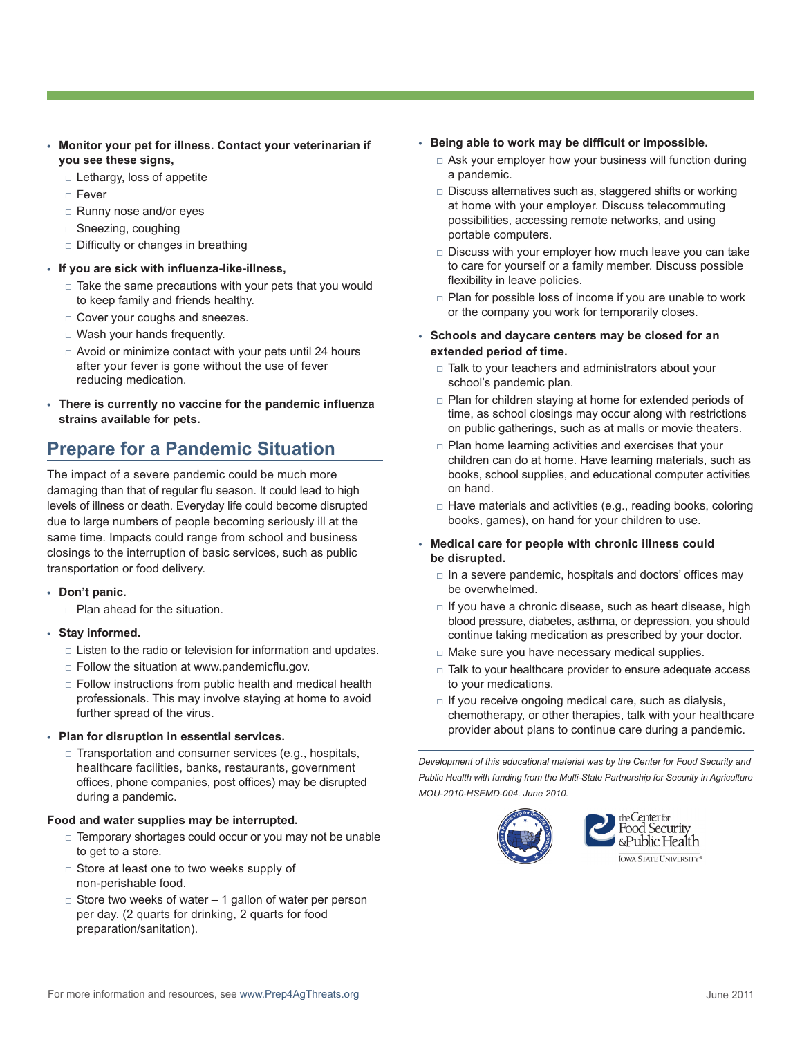- **Monitor your pet for illness. Contact your veterinarian if you see these signs,**
  - Lethargy, loss of appetite
  - Fever
  - Runny nose and/or eyes
  - Sneezing, coughing
  - Difficulty or changes in breathing
- **If you are sick with influenza-like-illness,**
  - Take the same precautions with your pets that you would to keep family and friends healthy.
  - Cover your coughs and sneezes.
  - Wash your hands frequently.
  - Avoid or minimize contact with your pets until 24 hours after your fever is gone without the use of fever reducing medication.
- **There is currently no vaccine for the pandemic influenza strains available for pets.**

## Prepare for a Pandemic Situation

The impact of a severe pandemic could be much more damaging than that of regular flu season. It could lead to high levels of illness or death. Everyday life could become disrupted due to large numbers of people becoming seriously ill at the same time. Impacts could range from school and business closings to the interruption of basic services, such as public transportation or food delivery.

- **Don't panic.**
  - Plan ahead for the situation.
- **Stay informed.**
  - Listen to the radio or television for information and updates.
  - Follow the situation at www.pandemicflu.gov.
  - Follow instructions from public health and medical health professionals. This may involve staying at home to avoid further spread of the virus.
- **Plan for disruption in essential services.**
  - Transportation and consumer services (e.g., hospitals, healthcare facilities, banks, restaurants, government offices, phone companies, post offices) may be disrupted during a pandemic.

**Food and water supplies may be interrupted.**

- Temporary shortages could occur or you may not be unable to get to a store.
- Store at least one to two weeks supply of non-perishable food.
- Store two weeks of water – 1 gallon of water per person per day. (2 quarts for drinking, 2 quarts for food preparation/sanitation).

- **Being able to work may be difficult or impossible.**
  - Ask your employer how your business will function during a pandemic.
  - Discuss alternatives such as, staggered shifts or working at home with your employer. Discuss telecommuting possibilities, accessing remote networks, and using portable computers.
  - Discuss with your employer how much leave you can take to care for yourself or a family member. Discuss possible flexibility in leave policies.
  - Plan for possible loss of income if you are unable to work or the company you work for temporarily closes.
- **Schools and daycare centers may be closed for an extended period of time.**
  - Talk to your teachers and administrators about your school's pandemic plan.
  - Plan for children staying at home for extended periods of time, as school closings may occur along with restrictions on public gatherings, such as at malls or movie theaters.
  - Plan home learning activities and exercises that your children can do at home. Have learning materials, such as books, school supplies, and educational computer activities on hand.
  - Have materials and activities (e.g., reading books, coloring books, games), on hand for your children to use.
- **Medical care for people with chronic illness could be disrupted.**
  - In a severe pandemic, hospitals and doctors' offices may be overwhelmed.
  - If you have a chronic disease, such as heart disease, high blood pressure, diabetes, asthma, or depression, you should continue taking medication as prescribed by your doctor.
  - Make sure you have necessary medical supplies.
  - Talk to your healthcare provider to ensure adequate access to your medications.
  - If you receive ongoing medical care, such as dialysis, chemotherapy, or other therapies, talk with your healthcare provider about plans to continue care during a pandemic.

*Development of this educational material was by the Center for Food Security and Public Health with funding from the Multi-State Partnership for Security in Agriculture MOU-2010-HSEMD-004. June 2010.*

For more information and resources, see www.Prep4AgThreats.org